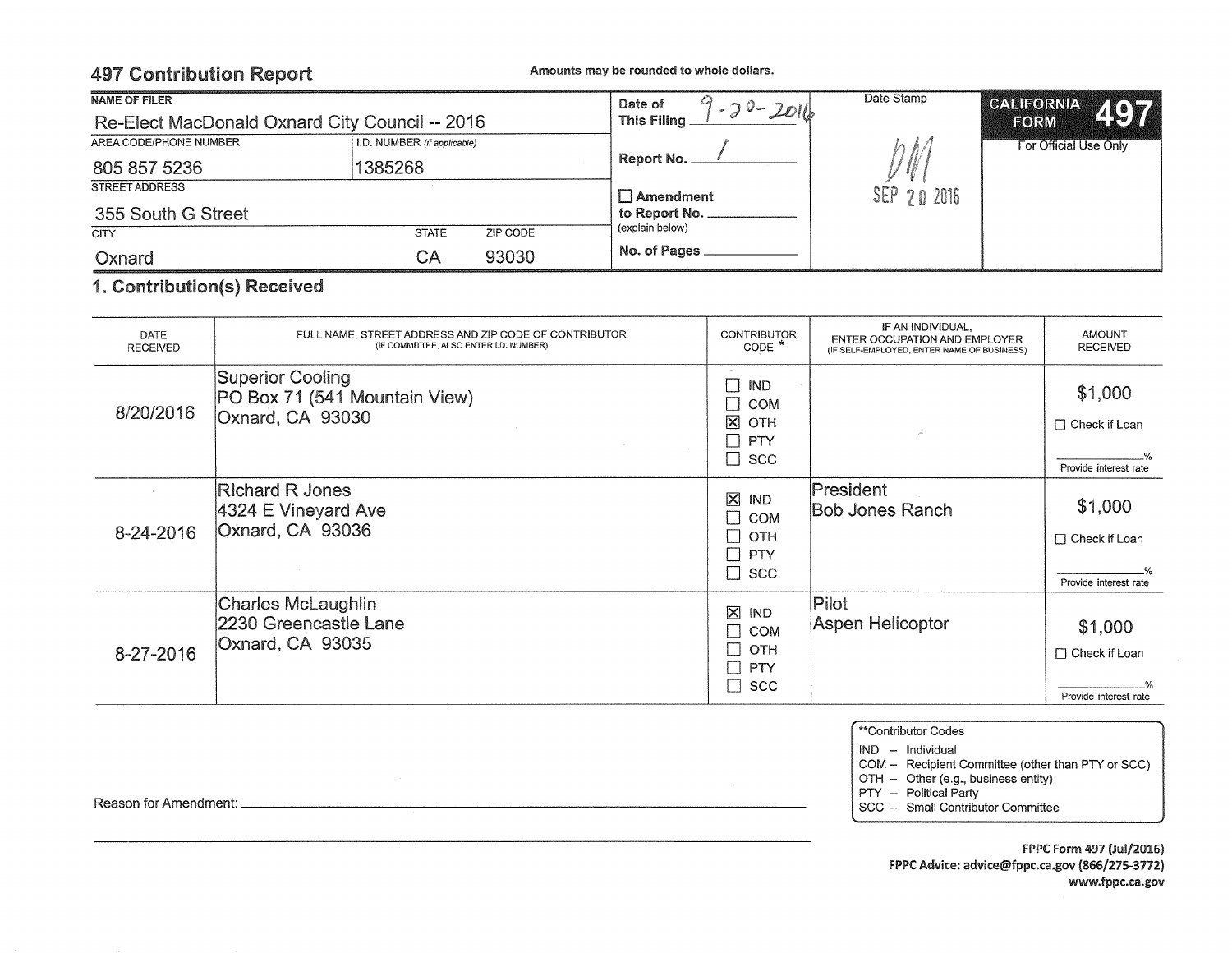## 497 Contribution Report

Amounts may be rounded to whole dollars.

| NAME OF FILER | | | | Date of This Filing | Date Stamp | CALIFORNIA FORM 497 |
|---|---|---|---|---|---|---|
| Re-Elect MacDonald Oxnard City Council -- 2016 | | | | 9-20-2016 | DM SEP 20 2016 | For Official Use Only |
| AREA CODE/PHONE NUMBER: 805 857 5236 | I.D. NUMBER (if applicable): 1385268 | | | Report No. 1 | | |
| STREET ADDRESS: 355 South G Street | | | | ☐ Amendment to Report No. ______ (explain below) | | |
| CITY: Oxnard | STATE: CA | ZIP CODE: 93030 | | No. of Pages ______ | | |

### 1. Contribution(s) Received

| DATE RECEIVED | FULL NAME, STREET ADDRESS AND ZIP CODE OF CONTRIBUTOR (IF COMMITTEE, ALSO ENTER I.D. NUMBER) | CONTRIBUTOR CODE * | IF AN INDIVIDUAL, ENTER OCCUPATION AND EMPLOYER (IF SELF-EMPLOYED, ENTER NAME OF BUSINESS) | AMOUNT RECEIVED |
|---|---|---|---|---|
| 8/20/2016 | Superior Cooling<br>PO Box 71 (541 Mountain View)<br>Oxnard, CA 93030 | ☐ IND<br>☐ COM<br>☒ OTH<br>☐ PTY<br>☐ SCC | | $1,000<br>☐ Check if Loan<br>____% Provide interest rate |
| 8-24-2016 | RIchard R Jones<br>4324 E Vineyard Ave<br>Oxnard, CA 93036 | ☒ IND<br>☐ COM<br>☐ OTH<br>☐ PTY<br>☐ SCC | President<br>Bob Jones Ranch | $1,000<br>☐ Check if Loan<br>____% Provide interest rate |
| 8-27-2016 | Charles McLaughlin<br>2230 Greencastle Lane<br>Oxnard, CA 93035 | ☒ IND<br>☐ COM<br>☐ OTH<br>☐ PTY<br>☐ SCC | Pilot<br>Aspen Helicoptor | $1,000<br>☐ Check if Loan<br>____% Provide interest rate |

**Contributor Codes
- IND – Individual
- COM – Recipient Committee (other than PTY or SCC)
- OTH – Other (e.g., business entity)
- PTY – Political Party
- SCC – Small Contributor Committee

Reason for Amendment: ______________________________

FPPC Form 497 (Jul/2016)
FPPC Advice: advice@fppc.ca.gov (866/275-3772)
www.fppc.ca.gov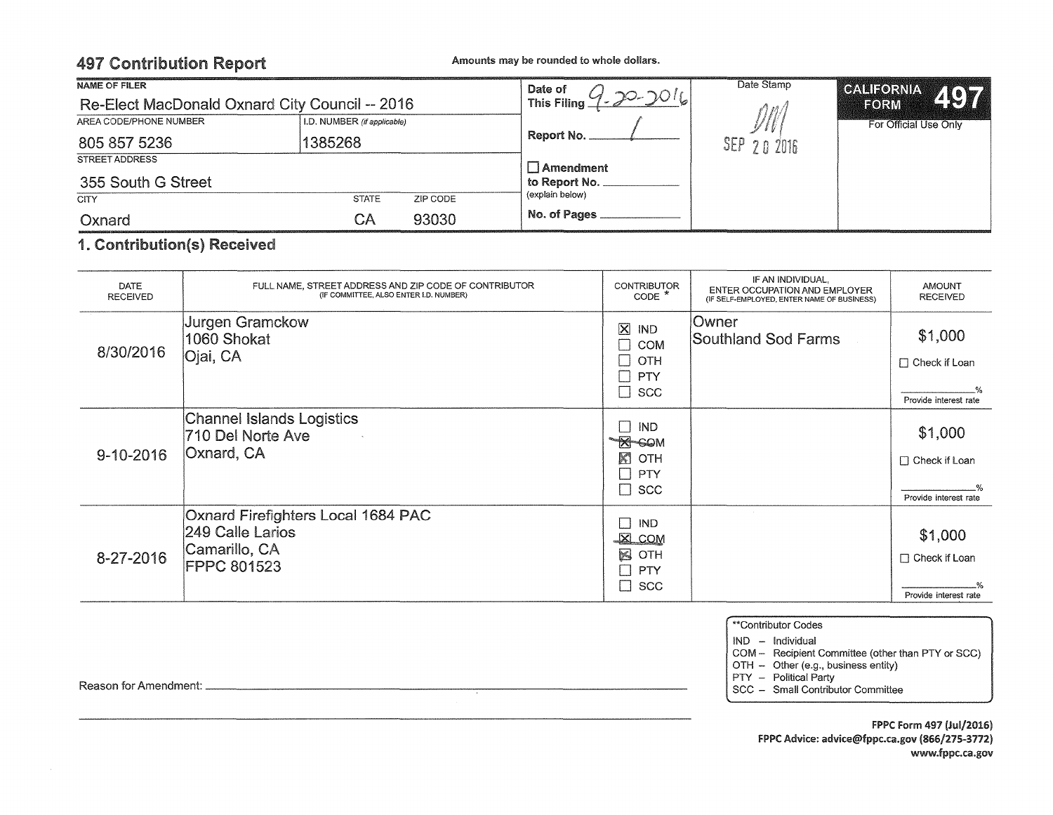## 497 Contribution Report

Amounts may be rounded to whole dollars.

| NAME OF FILER | | | | Date of This Filing | Date Stamp | CALIFORNIA FORM 497 |
|---|---|---|---|---|---|---|
| Re-Elect MacDonald Oxnard City Council -- 2016 | | | | 9-20-2016 | DM SEP 20 2016 | For Official Use Only |
| AREA CODE/PHONE NUMBER | I.D. NUMBER (if applicable) | | | Report No. 1 | | |
| 805 857 5236 | 1385268 | | | | | |
| STREET ADDRESS | | | | ☐ Amendment to Report No. ______ (explain below) | | |
| 355 South G Street | | | | | | |
| CITY | STATE | ZIP CODE | | No. of Pages ______ | | |
| Oxnard | CA | 93030 | | | | |

### 1. Contribution(s) Received

| DATE RECEIVED | FULL NAME, STREET ADDRESS AND ZIP CODE OF CONTRIBUTOR (IF COMMITTEE, ALSO ENTER I.D. NUMBER) | CONTRIBUTOR CODE * | IF AN INDIVIDUAL, ENTER OCCUPATION AND EMPLOYER (IF SELF-EMPLOYED, ENTER NAME OF BUSINESS) | AMOUNT RECEIVED |
|---|---|---|---|---|
| 8/30/2016 | Jurgen Gramckow<br>1060 Shokat<br>Ojai, CA | ☒ IND<br>☐ COM<br>☐ OTH<br>☐ PTY<br>☐ SCC | Owner<br>Southland Sod Farms | $1,000<br>☐ Check if Loan<br>_____%<br>Provide interest rate |
| 9-10-2016 | Channel Islands Logistics<br>710 Del Norte Ave<br>Oxnard, CA | ☐ IND<br>~~☒ COM~~<br>☒ OTH<br>☐ PTY<br>☐ SCC | | $1,000<br>☐ Check if Loan<br>_____%<br>Provide interest rate |
| 8-27-2016 | Oxnard Firefighters Local 1684 PAC<br>249 Calle Larios<br>Camarillo, CA<br>FPPC 801523 | ☐ IND<br>☒ COM<br>☒ OTH<br>☐ PTY<br>☐ SCC | | $1,000<br>☐ Check if Loan<br>_____%<br>Provide interest rate |

Reason for Amendment: ____________________

**Contributor Codes
- IND – Individual
- COM – Recipient Committee (other than PTY or SCC)
- OTH – Other (e.g., business entity)
- PTY – Political Party
- SCC – Small Contributor Committee

**FPPC Form 497 (Jul/2016)**
**FPPC Advice: advice@fppc.ca.gov (866/275-3772)**
**www.fppc.ca.gov**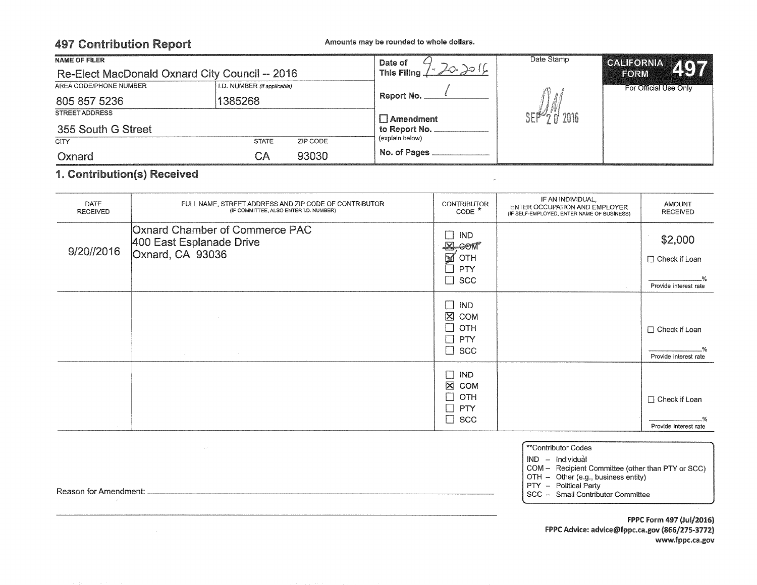## 497 Contribution Report

Amounts may be rounded to whole dollars.

| | | | | |
|---|---|---|---|---|
| NAME OF FILER<br>Re-Elect MacDonald Oxnard City Council -- 2016 | | Date of This Filing 9-20-2016<br><br>Report No. 1<br><br>☐ Amendment to Report No. ______ (explain below)<br><br>No. of Pages ______ | Date Stamp<br><br>SEP 2 0 2016 | CALIFORNIA FORM 497<br><br>For Official Use Only |
| AREA CODE/PHONE NUMBER<br>805 857 5236 | I.D. NUMBER (if applicable)<br>1385268 | | | |
| STREET ADDRESS<br>355 South G Street | | | | |
| CITY<br>Oxnard | STATE CA &nbsp; ZIP CODE 93030 | | | |

## 1. Contribution(s) Received

| DATE RECEIVED | FULL NAME, STREET ADDRESS AND ZIP CODE OF CONTRIBUTOR (IF COMMITTEE, ALSO ENTER I.D. NUMBER) | CONTRIBUTOR CODE * | IF AN INDIVIDUAL, ENTER OCCUPATION AND EMPLOYER (IF SELF-EMPLOYED, ENTER NAME OF BUSINESS) | AMOUNT RECEIVED |
|---|---|---|---|---|
| 9/20//2016 | Oxnard Chamber of Commerce PAC<br>400 East Esplanade Drive<br>Oxnard, CA 93036 | ☐ IND<br>☒ ~~COM~~<br>☒ OTH<br>☐ PTY<br>☐ SCC | | $2,000<br>☐ Check if Loan<br>______%<br>Provide interest rate |
| | | ☐ IND<br>☒ COM<br>☐ OTH<br>☐ PTY<br>☐ SCC | | ☐ Check if Loan<br>______%<br>Provide interest rate |
| | | ☐ IND<br>☒ COM<br>☐ OTH<br>☐ PTY<br>☐ SCC | | ☐ Check if Loan<br>______%<br>Provide interest rate |

Reason for Amendment: ______________________________________________

**Contributor Codes
- IND – Individual
- COM – Recipient Committee (other than PTY or SCC)
- OTH – Other (e.g., business entity)
- PTY – Political Party
- SCC – Small Contributor Committee

**FPPC Form 497 (Jul/2016)**
**FPPC Advice: advice@fppc.ca.gov (866/275-3772)**
**www.fppc.ca.gov**